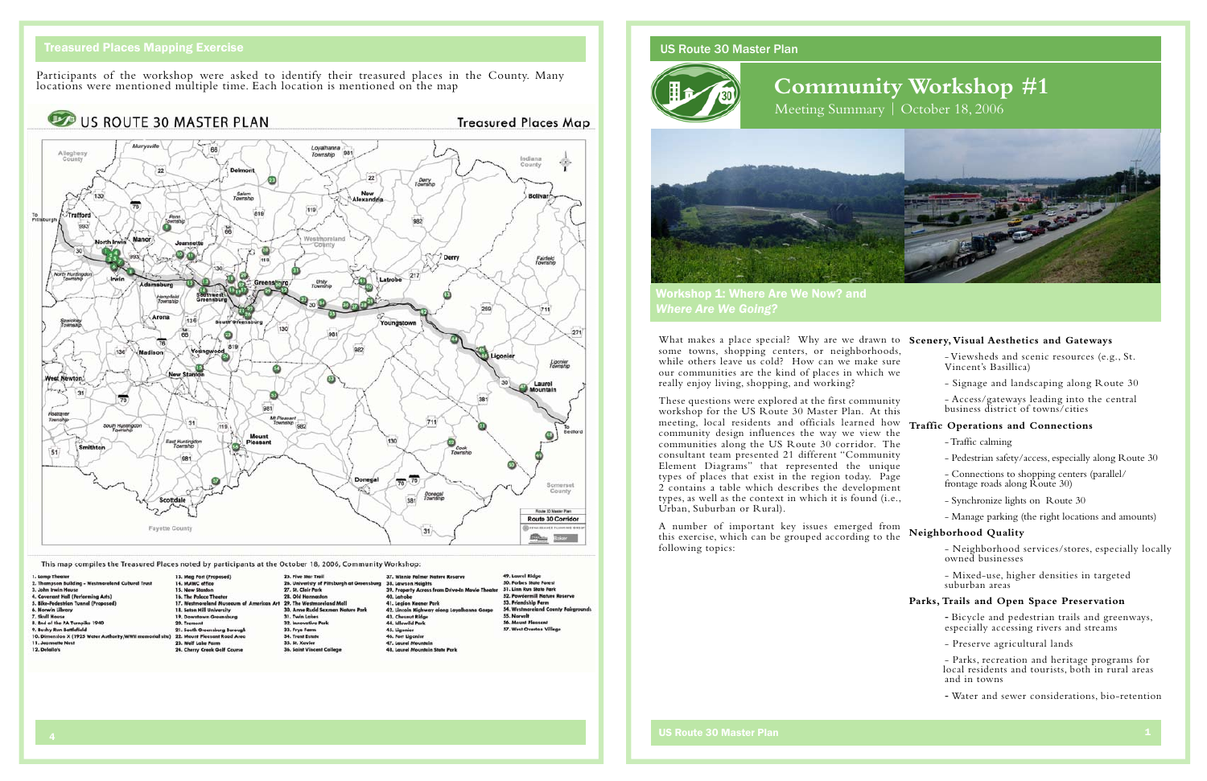## Treasured Places Mapping Exercise

Participants of the workshop were asked to identify their treasured places in the County. Many locations were mentioned multiple time. Each location is mentioned on the map

### US ROUTE 30 MASTER PLAN — Treasured Places Map

This map compiles the Treasured Places noted by participants at the October 18, 2006, Community Workshop:

1. Lamp Theater
2. Thompson Building - Westmoreland Cultural Trust
3. John Irwin House
4. Covenant Hall (Performing Arts)
5. Bike-Pedestrian Tunnel (Proposed)
6. Norwin Library
7. Skull House
8. End of the PA Turnpike 1940
9. Bushy Run Battlefield
10. Dimension X (1925 Water Authority/WWII memorial site)
11. Jeannette Nest
12. DeLallo's
13. Mag Fort (Proposed)
14. MAWC office
15. New Stanton
16. The Palace Theater
17. Westmoreland Museum of American Art
18. Seton Hill University
19. Downtown Greensburg
20. Tremont
21. South Greensburg Borough
22. Mount Pleasant Road Area
23. Wolf Lake Farm
24. Cherry Creek Golf Course
25. Five Star Trail
26. University of Pittsburgh at Greensburg
27. St. Clair Park
28. Old Hannastown
29. The Westmoreland Mall
30. Anne Rudd Saxman Nature Park
31. Twin Lakes
32. Innovative Park
33. Frye Farm
34. Trent Estate
35. St. Xavier
36. Saint Vincent College
37. Winnie Palmer Nature Reserve
38. Lawson Heights
39. Property Across from Drive-In Movie Theater
40. Latrobe
41. Legion Keener Park
42. Lincoln Highway along Loyalhanna Gorge
43. Chestnut Ridge
44. Idlewild Park
45. Ligonier
46. Fort Ligonier
47. Laurel Mountain
48. Laurel Mountain State Park
49. Laurel Ridge
50. Forbes State Forest
51. Linn Run State Park
52. Powdermill Nature Reserve
53. Friendship Farm
54. Westmoreland County Fairgrounds
55. Norvelt
56. Mount Pleasant
57. West Overton Village

## US Route 30 Master Plan

# Community Workshop #1

Meeting Summary | October 18, 2006

## Workshop 1: Where Are We Now? and *Where Are We Going?*

What makes a place special? Why are we drawn to some towns, shopping centers, or neighborhoods, while others leave us cold? How can we make sure our communities are the kind of places in which we really enjoy living, shopping, and working?

These questions were explored at the first community workshop for the US Route 30 Master Plan. At this meeting, local residents and officials learned how community design influences the way we view the communities along the US Route 30 corridor. The consultant team presented 21 different "Community Element Diagrams" that represented the unique types of places that exist in the region today. Page 2 contains a table which describes the development types, as well as the context in which it is found (i.e., Urban, Suburban or Rural).

A number of important key issues emerged from this exercise, which can be grouped according to the following topics:

**Scenery, Visual Aesthetics and Gateways**

- Viewsheds and scenic resources (e.g., St. Vincent's Basillica)
- Signage and landscaping along Route 30
- Access/gateways leading into the central business district of towns/cities

**Traffic Operations and Connections**

- Traffic calming
- Pedestrian safety/access, especially along Route 30
- Connections to shopping centers (parallel/ frontage roads along Route 30)
- Synchronize lights on Route 30
- Manage parking (the right locations and amounts)

**Neighborhood Quality**

- Neighborhood services/stores, especially locally owned businesses
- Mixed-use, higher densities in targeted suburban areas

**Parks, Trails and Open Space Preservation**

- Bicycle and pedestrian trails and greenways, especially accessing rivers and streams
- Preserve agricultural lands
- Parks, recreation and heritage programs for local residents and tourists, both in rural areas and in towns
- Water and sewer considerations, bio-retention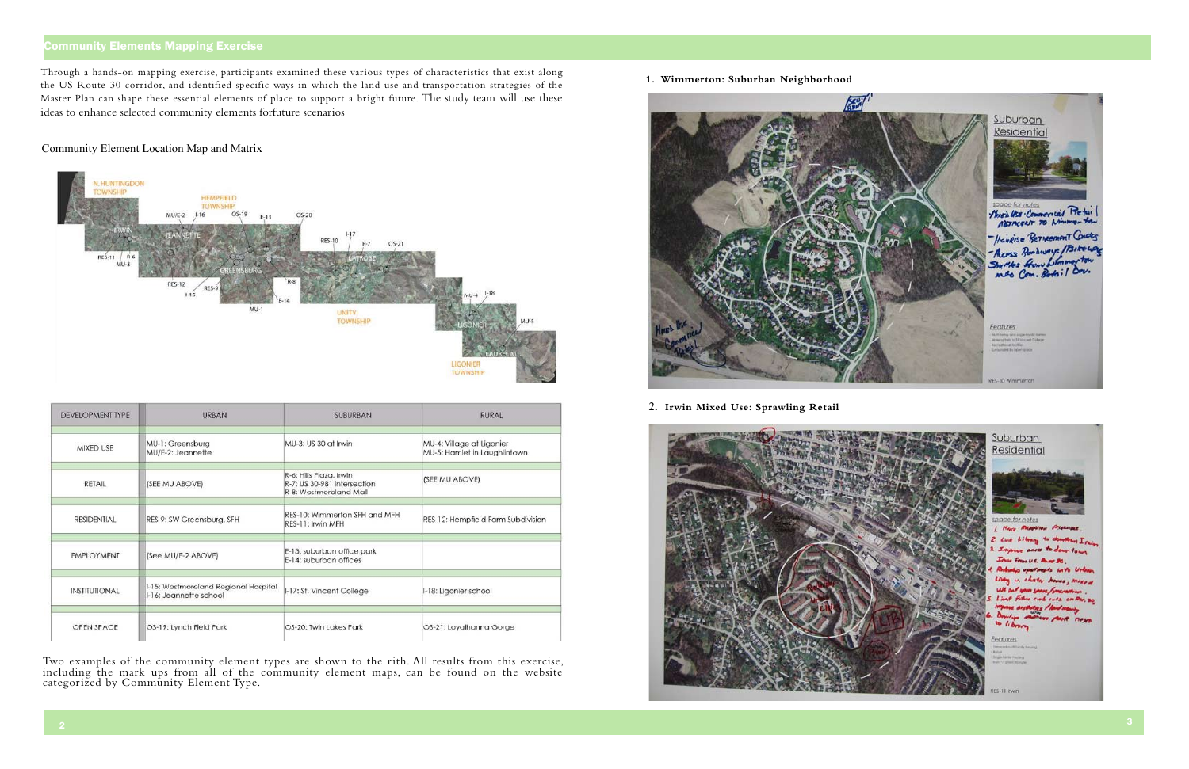## Community Elements Mapping Exercise

Through a hands-on mapping exercise, participants examined these various types of characteristics that exist along the US Route 30 corridor, and identified specific ways in which the land use and transportation strategies of the Master Plan can shape these essential elements of place to support a bright future. The study team will use these ideas to enhance selected community elements forfuture scenarios

Community Element Location Map and Matrix

| DEVELOPMENT TYPE | URBAN | SUBURBAN | RURAL |
|---|---|---|---|
| MIXED USE | MU-1: Greensburg<br>MU/E-2: Jeannette | MU-3: US 30 at Irwin | MU-4: Village at Ligonier<br>MU-5: Hamlet in Laughlintown |
| RETAIL | (SEE MU ABOVE) | R-6: Hills Plaza, Irwin<br>R-7: US 30-981 intersection<br>R-8: Westmoreland Mall | (SEE MU ABOVE) |
| RESIDENTIAL | RES-9: SW Greensburg, SFH | RES-10: Wimmerton SFH and MFH<br>RES-11: Irwin MFH | RES-12: Hempfield Farm Subdivision |
| EMPLOYMENT | (See MU/E-2 ABOVE) | E-13: suburban office park<br>E-14: suburban offices | |
| INSTITUTIONAL | I-15: Westmoreland Regional Hospital<br>I-16: Jeannette school | I-17: St. Vincent College | I-18: Ligonier school |
| OPEN SPACE | OS-19: Lynch Field Park | OS-20: Twin Lakes Park | OS-21: Loyalhanna Gorge |

Two examples of the community element types are shown to the rith. All results from this exercise, including the mark ups from all of the community element maps, can be found on the website categorized by Community Element Type.

**1. Wimmerton: Suburban Neighborhood**

**2. Irwin Mixed Use: Sprawling Retail**